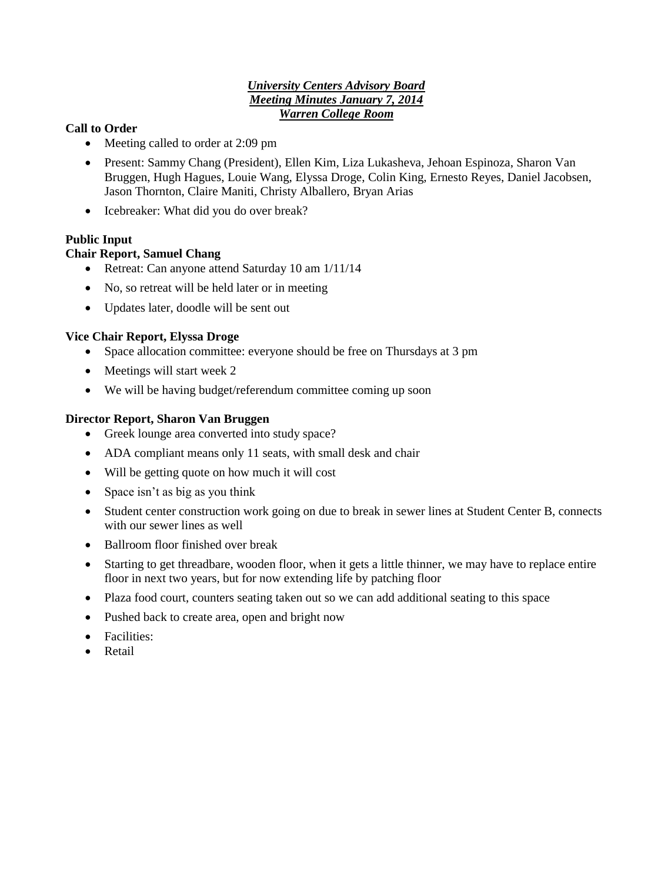***University Centers Advisory Board***
***Meeting Minutes January 7, 2014***
***Warren College Room***

**Call to Order**

- Meeting called to order at 2:09 pm
- Present: Sammy Chang (President), Ellen Kim, Liza Lukasheva, Jehoan Espinoza, Sharon Van Bruggen, Hugh Hagues, Louie Wang, Elyssa Droge, Colin King, Ernesto Reyes, Daniel Jacobsen, Jason Thornton, Claire Maniti, Christy Alballero, Bryan Arias
- Icebreaker: What did you do over break?

**Public Input**

**Chair Report, Samuel Chang**

- Retreat: Can anyone attend Saturday 10 am 1/11/14
- No, so retreat will be held later or in meeting
- Updates later, doodle will be sent out

**Vice Chair Report, Elyssa Droge**

- Space allocation committee: everyone should be free on Thursdays at 3 pm
- Meetings will start week 2
- We will be having budget/referendum committee coming up soon

**Director Report, Sharon Van Bruggen**

- Greek lounge area converted into study space?
- ADA compliant means only 11 seats, with small desk and chair
- Will be getting quote on how much it will cost
- Space isn't as big as you think
- Student center construction work going on due to break in sewer lines at Student Center B, connects with our sewer lines as well
- Ballroom floor finished over break
- Starting to get threadbare, wooden floor, when it gets a little thinner, we may have to replace entire floor in next two years, but for now extending life by patching floor
- Plaza food court, counters seating taken out so we can add additional seating to this space
- Pushed back to create area, open and bright now
- Facilities:
- Retail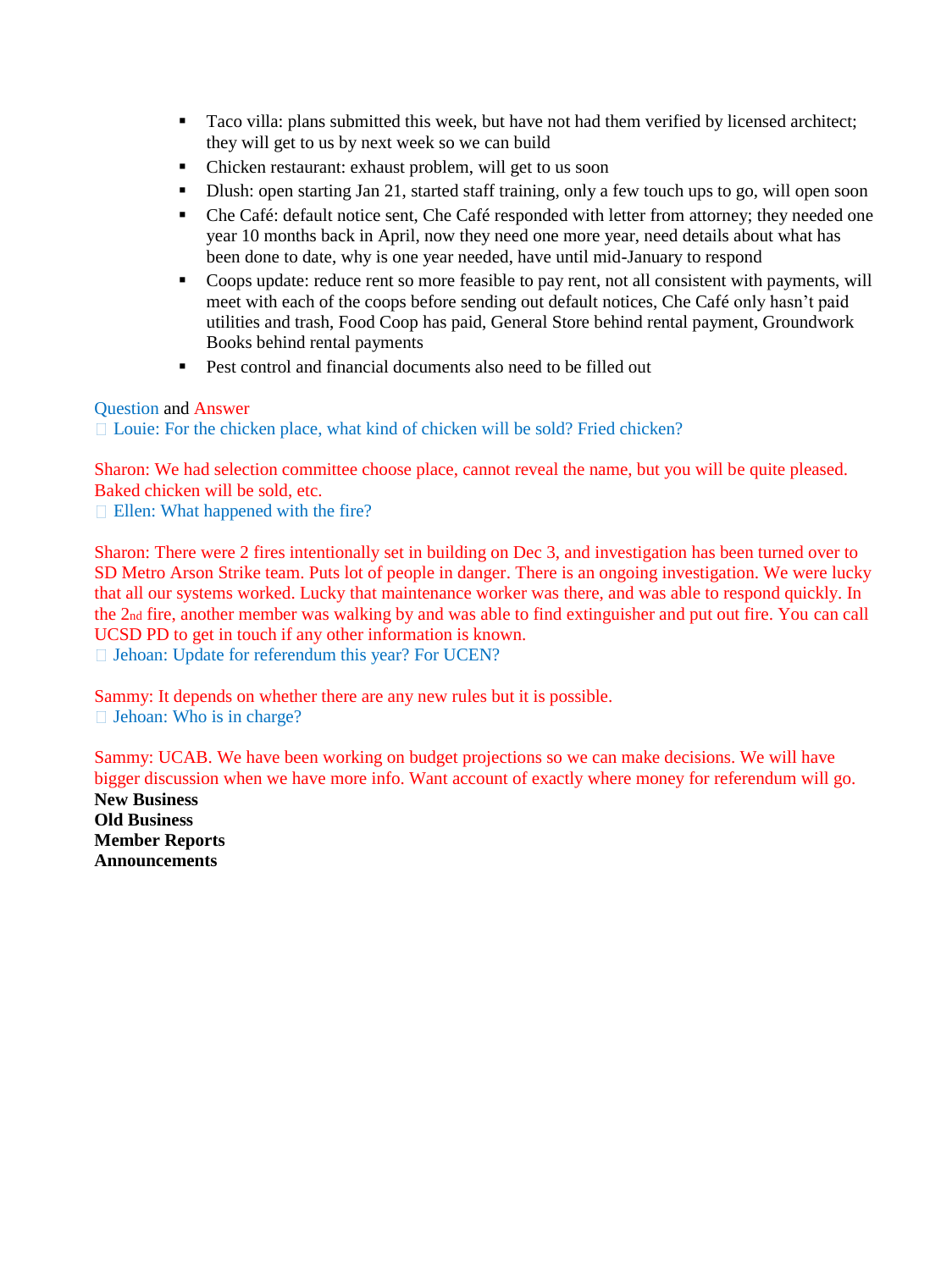- Taco villa: plans submitted this week, but have not had them verified by licensed architect; they will get to us by next week so we can build
- Chicken restaurant: exhaust problem, will get to us soon
- Dlush: open starting Jan 21, started staff training, only a few touch ups to go, will open soon
- Che Café: default notice sent, Che Café responded with letter from attorney; they needed one year 10 months back in April, now they need one more year, need details about what has been done to date, why is one year needed, have until mid-January to respond
- Coops update: reduce rent so more feasible to pay rent, not all consistent with payments, will meet with each of the coops before sending out default notices, Che Café only hasn't paid utilities and trash, Food Coop has paid, General Store behind rental payment, Groundwork Books behind rental payments
- Pest control and financial documents also need to be filled out

Question and Answer

- Louie: For the chicken place, what kind of chicken will be sold? Fried chicken?

Sharon: We had selection committee choose place, cannot reveal the name, but you will be quite pleased. Baked chicken will be sold, etc.

- Ellen: What happened with the fire?

Sharon: There were 2 fires intentionally set in building on Dec 3, and investigation has been turned over to SD Metro Arson Strike team. Puts lot of people in danger. There is an ongoing investigation. We were lucky that all our systems worked. Lucky that maintenance worker was there, and was able to respond quickly. In the 2nd fire, another member was walking by and was able to find extinguisher and put out fire. You can call UCSD PD to get in touch if any other information is known.

- Jehoan: Update for referendum this year? For UCEN?

Sammy: It depends on whether there are any new rules but it is possible.

- Jehoan: Who is in charge?

Sammy: UCAB. We have been working on budget projections so we can make decisions. We will have bigger discussion when we have more info. Want account of exactly where money for referendum will go.

**New Business**

**Old Business**

**Member Reports**

**Announcements**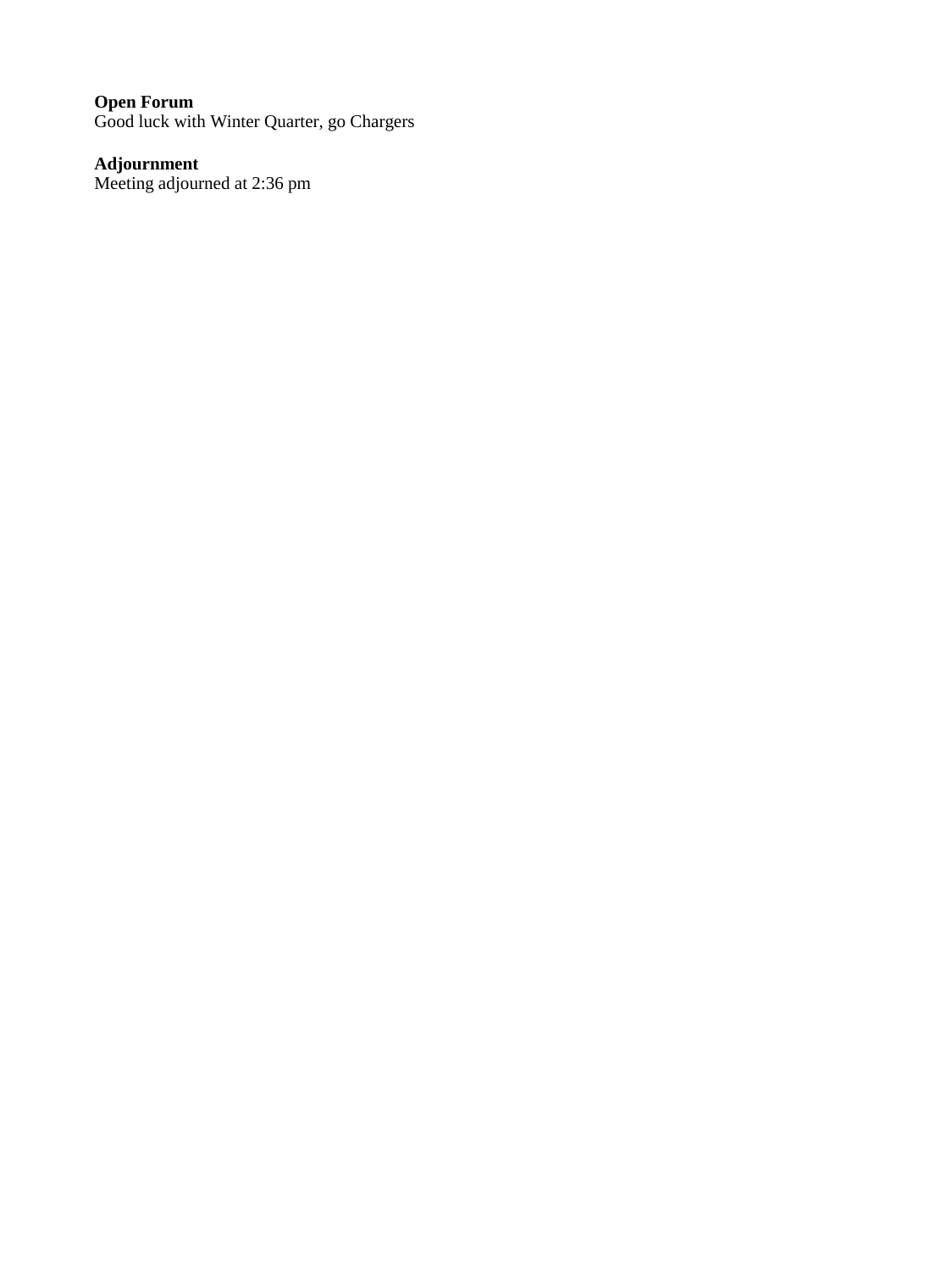**Open Forum**
Good luck with Winter Quarter, go Chargers

**Adjournment**
Meeting adjourned at 2:36 pm